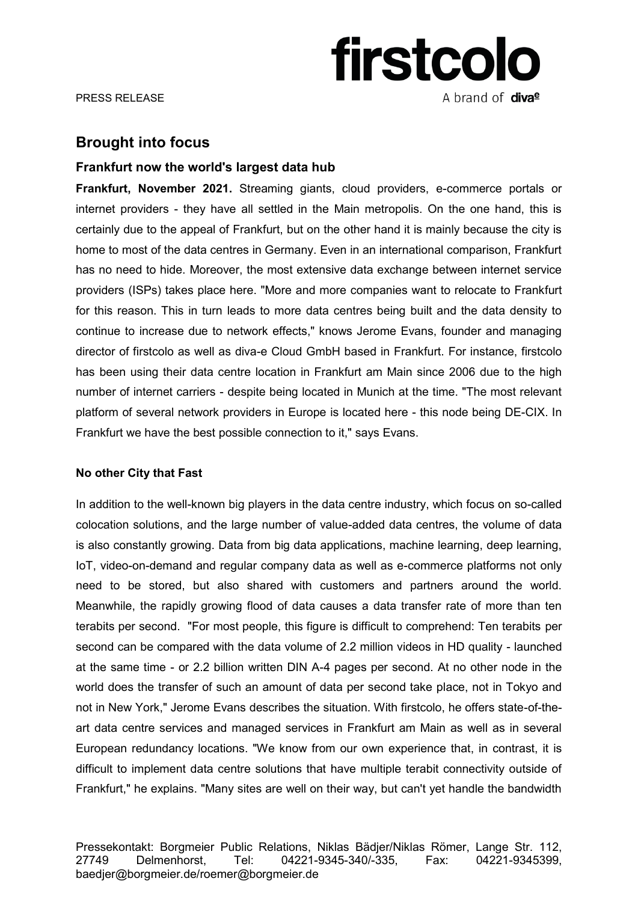PRESS RELEASE

# Brought into focus

## Frankfurt now the world's largest data hub

**Frankfurt, November 2021.** Streaming giants, cloud providers, e-commerce portals or internet providers - they have all settled in the Main metropolis. On the one hand, this is certainly due to the appeal of Frankfurt, but on the other hand it is mainly because the city is home to most of the data centres in Germany. Even in an international comparison, Frankfurt has no need to hide. Moreover, the most extensive data exchange between internet service providers (ISPs) takes place here. "More and more companies want to relocate to Frankfurt for this reason. This in turn leads to more data centres being built and the data density to continue to increase due to network effects," knows Jerome Evans, founder and managing director of firstcolo as well as diva-e Cloud GmbH based in Frankfurt. For instance, firstcolo has been using their data centre location in Frankfurt am Main since 2006 due to the high number of internet carriers - despite being located in Munich at the time. "The most relevant platform of several network providers in Europe is located here - this node being DE-CIX. In Frankfurt we have the best possible connection to it," says Evans.

### No other City that Fast

In addition to the well-known big players in the data centre industry, which focus on so-called colocation solutions, and the large number of value-added data centres, the volume of data is also constantly growing. Data from big data applications, machine learning, deep learning, IoT, video-on-demand and regular company data as well as e-commerce platforms not only need to be stored, but also shared with customers and partners around the world. Meanwhile, the rapidly growing flood of data causes a data transfer rate of more than ten terabits per second. "For most people, this figure is difficult to comprehend: Ten terabits per second can be compared with the data volume of 2.2 million videos in HD quality - launched at the same time - or 2.2 billion written DIN A-4 pages per second. At no other node in the world does the transfer of such an amount of data per second take place, not in Tokyo and not in New York," Jerome Evans describes the situation. With firstcolo, he offers state-of-the-art data centre services and managed services in Frankfurt am Main as well as in several European redundancy locations. "We know from our own experience that, in contrast, it is difficult to implement data centre solutions that have multiple terabit connectivity outside of Frankfurt," he explains. "Many sites are well on their way, but can't yet handle the bandwidth

Pressekontakt: Borgmeier Public Relations, Niklas Bädjer/Niklas Römer, Lange Str. 112, 27749 Delmenhorst, Tel: 04221-9345-340/-335, Fax: 04221-9345399, baedjer@borgmeier.de/roemer@borgmeier.de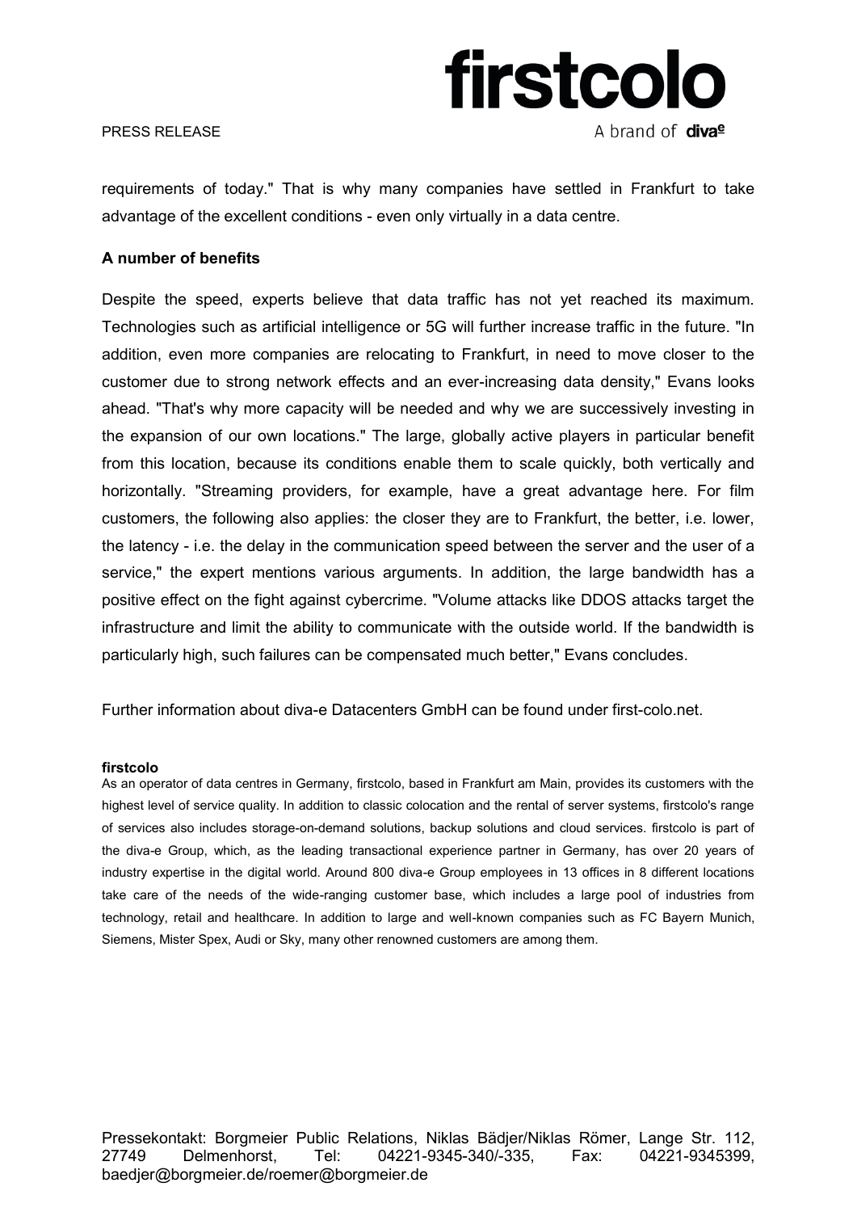requirements of today." That is why many companies have settled in Frankfurt to take advantage of the excellent conditions - even only virtually in a data centre.

**A number of benefits**

Despite the speed, experts believe that data traffic has not yet reached its maximum. Technologies such as artificial intelligence or 5G will further increase traffic in the future. "In addition, even more companies are relocating to Frankfurt, in need to move closer to the customer due to strong network effects and an ever-increasing data density," Evans looks ahead. "That's why more capacity will be needed and why we are successively investing in the expansion of our own locations." The large, globally active players in particular benefit from this location, because its conditions enable them to scale quickly, both vertically and horizontally. "Streaming providers, for example, have a great advantage here. For film customers, the following also applies: the closer they are to Frankfurt, the better, i.e. lower, the latency - i.e. the delay in the communication speed between the server and the user of a service," the expert mentions various arguments. In addition, the large bandwidth has a positive effect on the fight against cybercrime. "Volume attacks like DDOS attacks target the infrastructure and limit the ability to communicate with the outside world. If the bandwidth is particularly high, such failures can be compensated much better," Evans concludes.

Further information about diva-e Datacenters GmbH can be found under first-colo.net.

**firstcolo**

As an operator of data centres in Germany, firstcolo, based in Frankfurt am Main, provides its customers with the highest level of service quality. In addition to classic colocation and the rental of server systems, firstcolo's range of services also includes storage-on-demand solutions, backup solutions and cloud services. firstcolo is part of the diva-e Group, which, as the leading transactional experience partner in Germany, has over 20 years of industry expertise in the digital world. Around 800 diva-e Group employees in 13 offices in 8 different locations take care of the needs of the wide-ranging customer base, which includes a large pool of industries from technology, retail and healthcare. In addition to large and well-known companies such as FC Bayern Munich, Siemens, Mister Spex, Audi or Sky, many other renowned customers are among them.

Pressekontakt: Borgmeier Public Relations, Niklas Bädjer/Niklas Römer, Lange Str. 112, 27749 Delmenhorst, Tel: 04221-9345-340/-335, Fax: 04221-9345399, baedjer@borgmeier.de/roemer@borgmeier.de